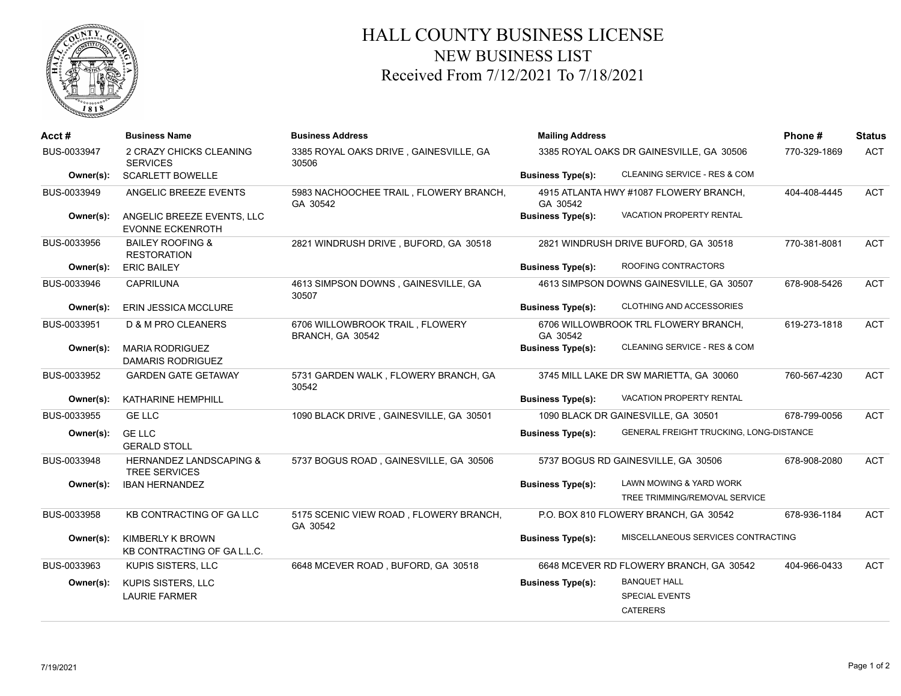# HALL COUNTY BUSINESS LICENSE
## NEW BUSINESS LIST
### Received From 7/12/2021 To 7/18/2021

| Acct # | Business Name | Business Address | Mailing Address | Business Type(s) | Phone # | Status |
|---|---|---|---|---|---|---|
| BUS-0033947 | 2 CRAZY CHICKS CLEANING SERVICES | 3385 ROYAL OAKS DRIVE , GAINESVILLE, GA 30506 | 3385 ROYAL OAKS DR GAINESVILLE, GA 30506 | CLEANING SERVICE - RES & COM | 770-329-1869 | ACT |
| Owner(s): | SCARLETT BOWELLE | | | | | |
| BUS-0033949 | ANGELIC BREEZE EVENTS | 5983 NACHOOCHEE TRAIL , FLOWERY BRANCH, GA 30542 | 4915 ATLANTA HWY #1087 FLOWERY BRANCH, GA 30542 | VACATION PROPERTY RENTAL | 404-408-4445 | ACT |
| Owner(s): | ANGELIC BREEZE EVENTS, LLC<br>EVONNE ECKENROTH | | | | | |
| BUS-0033956 | BAILEY ROOFING & RESTORATION | 2821 WINDRUSH DRIVE , BUFORD, GA 30518 | 2821 WINDRUSH DRIVE BUFORD, GA 30518 | ROOFING CONTRACTORS | 770-381-8081 | ACT |
| Owner(s): | ERIC BAILEY | | | | | |
| BUS-0033946 | CAPRILUNA | 4613 SIMPSON DOWNS , GAINESVILLE, GA 30507 | 4613 SIMPSON DOWNS GAINESVILLE, GA 30507 | CLOTHING AND ACCESSORIES | 678-908-5426 | ACT |
| Owner(s): | ERIN JESSICA MCCLURE | | | | | |
| BUS-0033951 | D & M PRO CLEANERS | 6706 WILLOWBROOK TRAIL , FLOWERY BRANCH, GA 30542 | 6706 WILLOWBROOK TRL FLOWERY BRANCH, GA 30542 | CLEANING SERVICE - RES & COM | 619-273-1818 | ACT |
| Owner(s): | MARIA RODRIGUEZ<br>DAMARIS RODRIGUEZ | | | | | |
| BUS-0033952 | GARDEN GATE GETAWAY | 5731 GARDEN WALK , FLOWERY BRANCH, GA 30542 | 3745 MILL LAKE DR SW MARIETTA, GA 30060 | VACATION PROPERTY RENTAL | 760-567-4230 | ACT |
| Owner(s): | KATHARINE HEMPHILL | | | | | |
| BUS-0033955 | GE LLC | 1090 BLACK DRIVE , GAINESVILLE, GA 30501 | 1090 BLACK DR GAINESVILLE, GA 30501 | GENERAL FREIGHT TRUCKING, LONG-DISTANCE | 678-799-0056 | ACT |
| Owner(s): | GE LLC<br>GERALD STOLL | | | | | |
| BUS-0033948 | HERNANDEZ LANDSCAPING & TREE SERVICES | 5737 BOGUS ROAD , GAINESVILLE, GA 30506 | 5737 BOGUS RD GAINESVILLE, GA 30506 | LAWN MOWING & YARD WORK<br>TREE TRIMMING/REMOVAL SERVICE | 678-908-2080 | ACT |
| Owner(s): | IBAN HERNANDEZ | | | | | |
| BUS-0033958 | KB CONTRACTING OF GA LLC | 5175 SCENIC VIEW ROAD , FLOWERY BRANCH, GA 30542 | P.O. BOX 810 FLOWERY BRANCH, GA 30542 | MISCELLANEOUS SERVICES CONTRACTING | 678-936-1184 | ACT |
| Owner(s): | KIMBERLY K BROWN<br>KB CONTRACTING OF GA L.L.C. | | | | | |
| BUS-0033963 | KUPIS SISTERS, LLC | 6648 MCEVER ROAD , BUFORD, GA 30518 | 6648 MCEVER RD FLOWERY BRANCH, GA 30542 | BANQUET HALL<br>SPECIAL EVENTS<br>CATERERS | 404-966-0433 | ACT |
| Owner(s): | KUPIS SISTERS, LLC<br>LAURIE FARMER | | | | | |

7/19/2021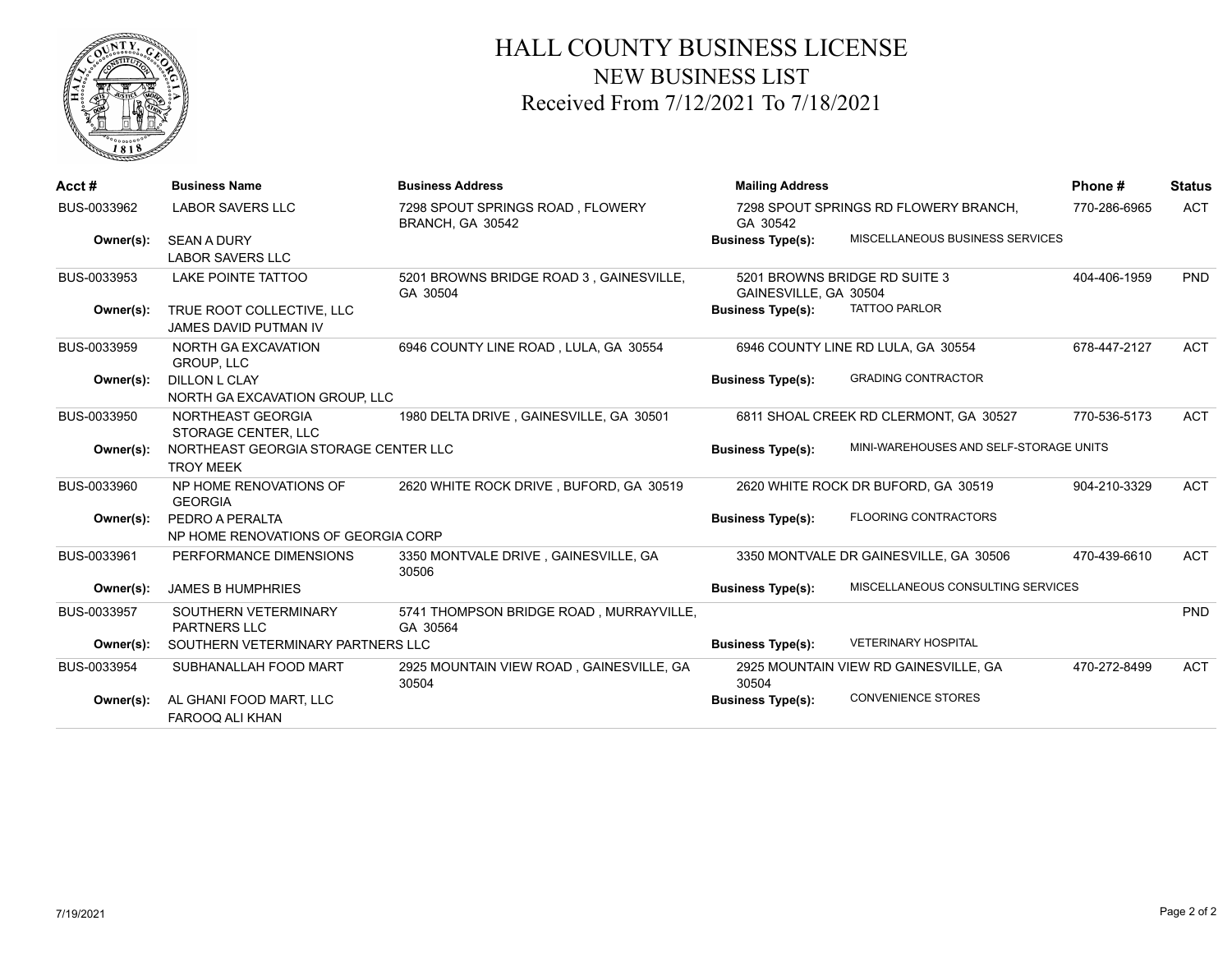# HALL COUNTY BUSINESS LICENSE
## NEW BUSINESS LIST
### Received From 7/12/2021 To 7/18/2021

| Acct # | Business Name | Business Address | Mailing Address | | Phone # | Status |
|---|---|---|---|---|---|---|
| BUS-0033962 | LABOR SAVERS LLC | 7298 SPOUT SPRINGS ROAD , FLOWERY BRANCH, GA 30542 | 7298 SPOUT SPRINGS RD FLOWERY BRANCH, GA 30542 | | 770-286-6965 | ACT |
| Owner(s): | SEAN A DURY<br>LABOR SAVERS LLC | | Business Type(s): | MISCELLANEOUS BUSINESS SERVICES | | |
| BUS-0033953 | LAKE POINTE TATTOO | 5201 BROWNS BRIDGE ROAD 3 , GAINESVILLE, GA 30504 | 5201 BROWNS BRIDGE RD SUITE 3 GAINESVILLE, GA 30504 | | 404-406-1959 | PND |
| Owner(s): | TRUE ROOT COLLECTIVE, LLC<br>JAMES DAVID PUTMAN IV | | Business Type(s): | TATTOO PARLOR | | |
| BUS-0033959 | NORTH GA EXCAVATION GROUP, LLC | 6946 COUNTY LINE ROAD , LULA, GA 30554 | 6946 COUNTY LINE RD LULA, GA 30554 | | 678-447-2127 | ACT |
| Owner(s): | DILLON L CLAY<br>NORTH GA EXCAVATION GROUP, LLC | | Business Type(s): | GRADING CONTRACTOR | | |
| BUS-0033950 | NORTHEAST GEORGIA STORAGE CENTER, LLC | 1980 DELTA DRIVE , GAINESVILLE, GA 30501 | 6811 SHOAL CREEK RD CLERMONT, GA 30527 | | 770-536-5173 | ACT |
| Owner(s): | NORTHEAST GEORGIA STORAGE CENTER LLC<br>TROY MEEK | | Business Type(s): | MINI-WAREHOUSES AND SELF-STORAGE UNITS | | |
| BUS-0033960 | NP HOME RENOVATIONS OF GEORGIA | 2620 WHITE ROCK DRIVE , BUFORD, GA 30519 | 2620 WHITE ROCK DR BUFORD, GA 30519 | | 904-210-3329 | ACT |
| Owner(s): | PEDRO A PERALTA<br>NP HOME RENOVATIONS OF GEORGIA CORP | | Business Type(s): | FLOORING CONTRACTORS | | |
| BUS-0033961 | PERFORMANCE DIMENSIONS | 3350 MONTVALE DRIVE , GAINESVILLE, GA 30506 | 3350 MONTVALE DR GAINESVILLE, GA 30506 | | 470-439-6610 | ACT |
| Owner(s): | JAMES B HUMPHRIES | | Business Type(s): | MISCELLANEOUS CONSULTING SERVICES | | |
| BUS-0033957 | SOUTHERN VETERMINARY PARTNERS LLC | 5741 THOMPSON BRIDGE ROAD , MURRAYVILLE, GA 30564 | | | | PND |
| Owner(s): | SOUTHERN VETERMINARY PARTNERS LLC | | Business Type(s): | VETERINARY HOSPITAL | | |
| BUS-0033954 | SUBHANALLAH FOOD MART | 2925 MOUNTAIN VIEW ROAD , GAINESVILLE, GA 30504 | 2925 MOUNTAIN VIEW RD GAINESVILLE, GA 30504 | | 470-272-8499 | ACT |
| Owner(s): | AL GHANI FOOD MART, LLC<br>FAROOQ ALI KHAN | | Business Type(s): | CONVENIENCE STORES | | |

7/19/2021